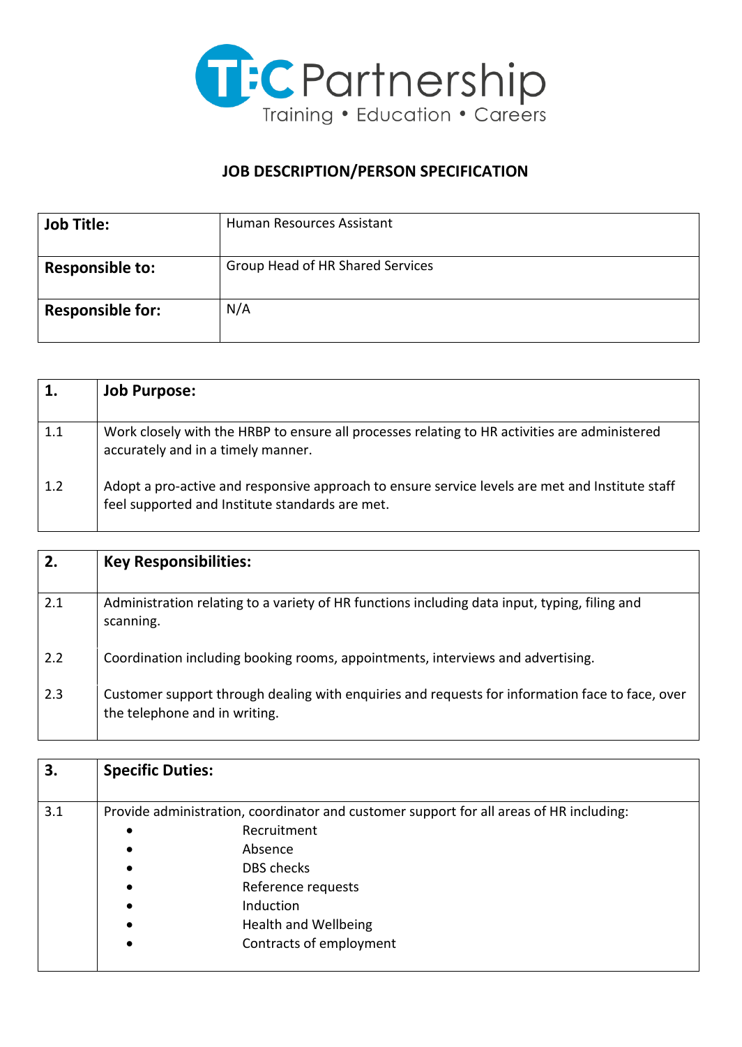TEC Partnership
Training • Education • Careers

# JOB DESCRIPTION/PERSON SPECIFICATION

| | |
|---|---|
| **Job Title:** | Human Resources Assistant |
| **Responsible to:** | Group Head of HR Shared Services |
| **Responsible for:** | N/A |

| **1.** | **Job Purpose:** |
|---|---|
| 1.1 | Work closely with the HRBP to ensure all processes relating to HR activities are administered accurately and in a timely manner. |
| 1.2 | Adopt a pro-active and responsive approach to ensure service levels are met and Institute staff feel supported and Institute standards are met. |

| **2.** | **Key Responsibilities:** |
|---|---|
| 2.1 | Administration relating to a variety of HR functions including data input, typing, filing and scanning. |
| 2.2 | Coordination including booking rooms, appointments, interviews and advertising. |
| 2.3 | Customer support through dealing with enquiries and requests for information face to face, over the telephone and in writing. |

| **3.** | **Specific Duties:** |
|---|---|
| 3.1 | Provide administration, coordinator and customer support for all areas of HR including:<br>• Recruitment<br>• Absence<br>• DBS checks<br>• Reference requests<br>• Induction<br>• Health and Wellbeing<br>• Contracts of employment |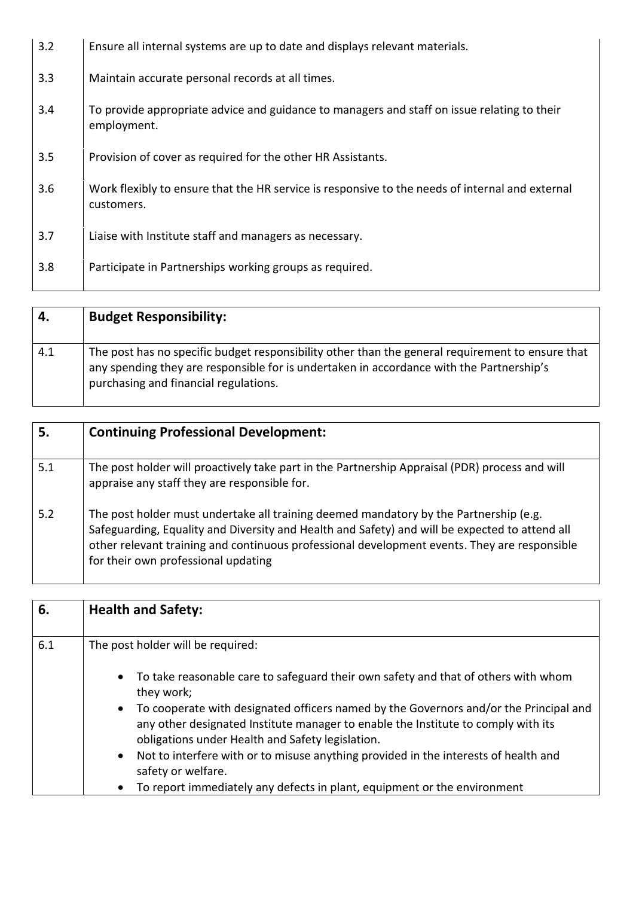| | |
|---|---|
| 3.2 | Ensure all internal systems are up to date and displays relevant materials. |
| 3.3 | Maintain accurate personal records at all times. |
| 3.4 | To provide appropriate advice and guidance to managers and staff on issue relating to their employment. |
| 3.5 | Provision of cover as required for the other HR Assistants. |
| 3.6 | Work flexibly to ensure that the HR service is responsive to the needs of internal and external customers. |
| 3.7 | Liaise with Institute staff and managers as necessary. |
| 3.8 | Participate in Partnerships working groups as required. |

| **4.** | **Budget Responsibility:** |
|---|---|
| 4.1 | The post has no specific budget responsibility other than the general requirement to ensure that any spending they are responsible for is undertaken in accordance with the Partnership's purchasing and financial regulations. |

| **5.** | **Continuing Professional Development:** |
|---|---|
| 5.1 | The post holder will proactively take part in the Partnership Appraisal (PDR) process and will appraise any staff they are responsible for. |
| 5.2 | The post holder must undertake all training deemed mandatory by the Partnership (e.g. Safeguarding, Equality and Diversity and Health and Safety) and will be expected to attend all other relevant training and continuous professional development events. They are responsible for their own professional updating |

| **6.** | **Health and Safety:** |
|---|---|
| 6.1 | The post holder will be required:<br><br>• To take reasonable care to safeguard their own safety and that of others with whom they work;<br>• To cooperate with designated officers named by the Governors and/or the Principal and any other designated Institute manager to enable the Institute to comply with its obligations under Health and Safety legislation.<br>• Not to interfere with or to misuse anything provided in the interests of health and safety or welfare.<br>• To report immediately any defects in plant, equipment or the environment |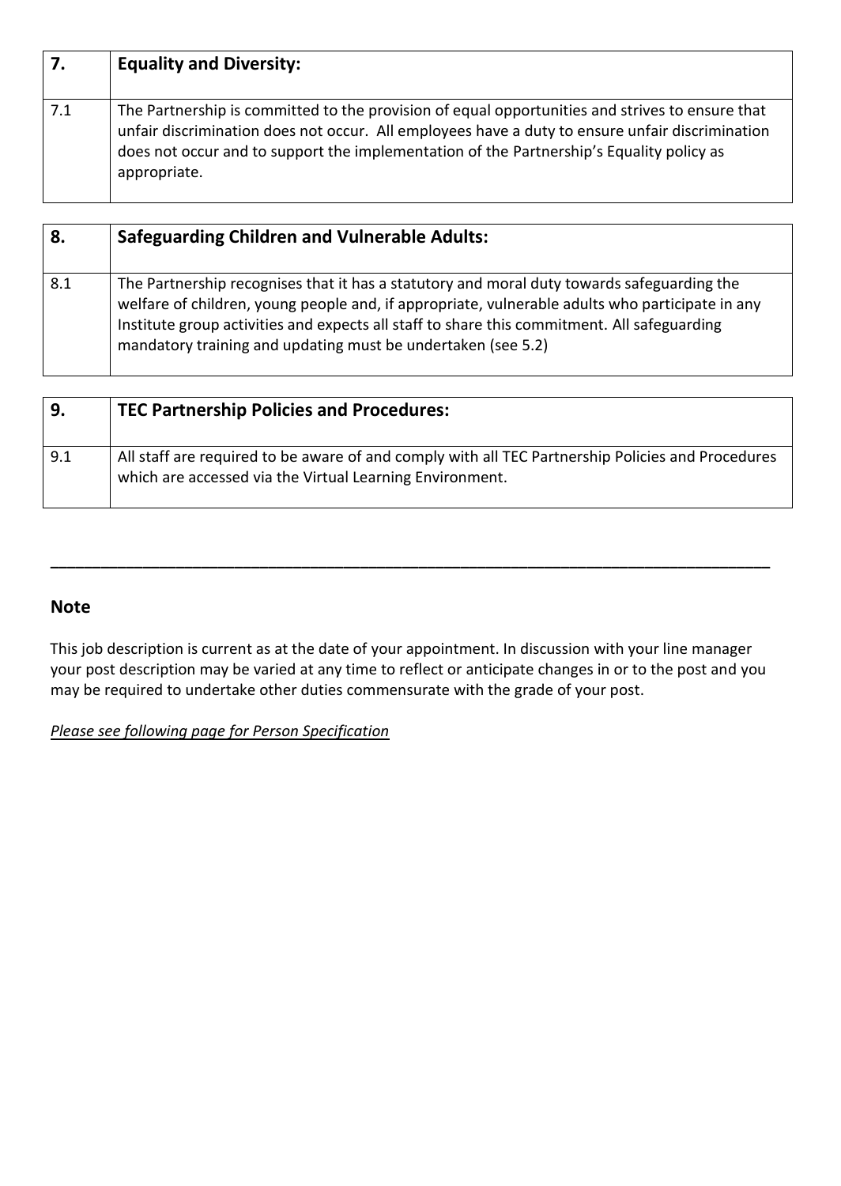| 7. | **Equality and Diversity:** |
|---|---|
| 7.1 | The Partnership is committed to the provision of equal opportunities and strives to ensure that unfair discrimination does not occur. All employees have a duty to ensure unfair discrimination does not occur and to support the implementation of the Partnership's Equality policy as appropriate. |

| 8. | **Safeguarding Children and Vulnerable Adults:** |
|---|---|
| 8.1 | The Partnership recognises that it has a statutory and moral duty towards safeguarding the welfare of children, young people and, if appropriate, vulnerable adults who participate in any Institute group activities and expects all staff to share this commitment. All safeguarding mandatory training and updating must be undertaken (see 5.2) |

| 9. | **TEC Partnership Policies and Procedures:** |
|---|---|
| 9.1 | All staff are required to be aware of and comply with all TEC Partnership Policies and Procedures which are accessed via the Virtual Learning Environment. |

---

## Note

This job description is current as at the date of your appointment. In discussion with your line manager your post description may be varied at any time to reflect or anticipate changes in or to the post and you may be required to undertake other duties commensurate with the grade of your post.

*Please see following page for Person Specification*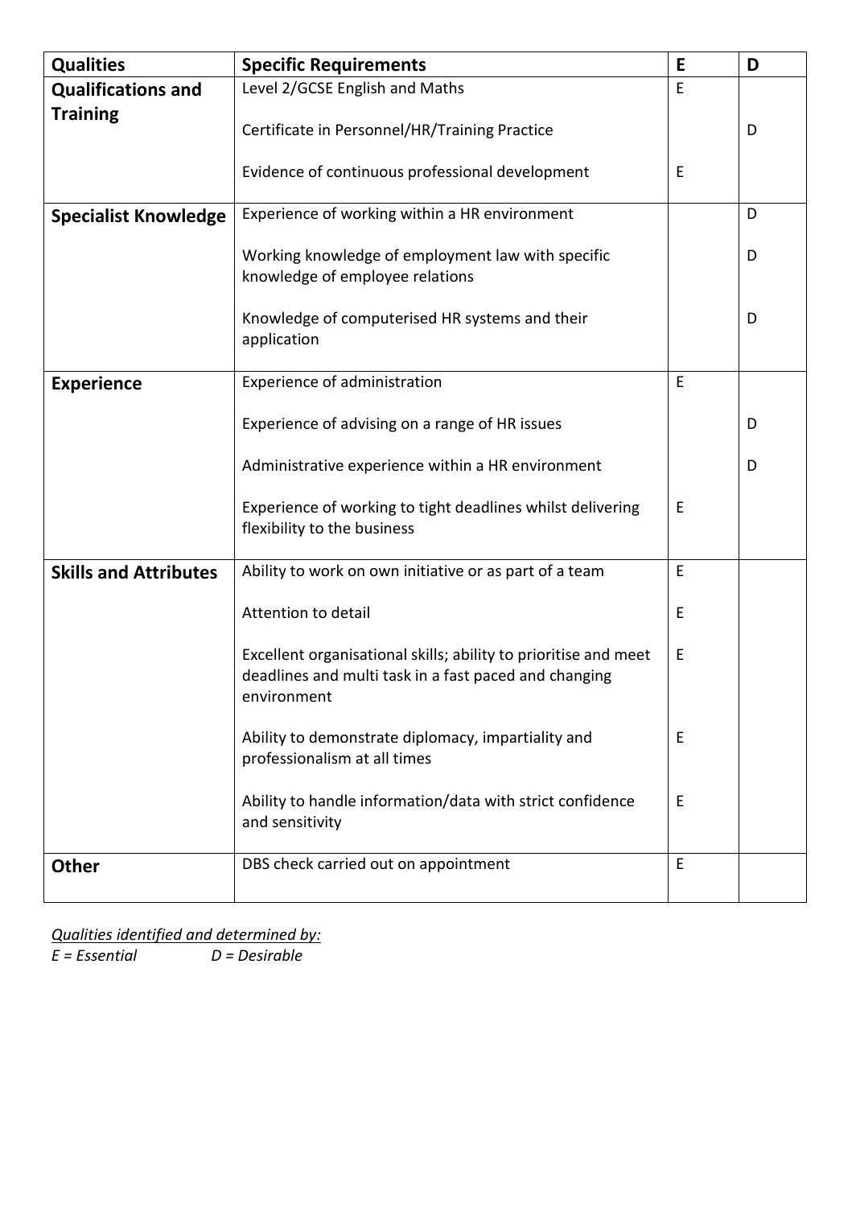| Qualities | Specific Requirements | E | D |
|---|---|---|---|
| **Qualifications and Training** | Level 2/GCSE English and Maths | E | |
| | Certificate in Personnel/HR/Training Practice | | D |
| | Evidence of continuous professional development | E | |
| **Specialist Knowledge** | Experience of working within a HR environment | | D |
| | Working knowledge of employment law with specific knowledge of employee relations | | D |
| | Knowledge of computerised HR systems and their application | | D |
| **Experience** | Experience of administration | E | |
| | Experience of advising on a range of HR issues | | D |
| | Administrative experience within a HR environment | | D |
| | Experience of working to tight deadlines whilst delivering flexibility to the business | E | |
| **Skills and Attributes** | Ability to work on own initiative or as part of a team | E | |
| | Attention to detail | E | |
| | Excellent organisational skills; ability to prioritise and meet deadlines and multi task in a fast paced and changing environment | E | |
| | Ability to demonstrate diplomacy, impartiality and professionalism at all times | E | |
| | Ability to handle information/data with strict confidence and sensitivity | E | |
| **Other** | DBS check carried out on appointment | E | |

*Qualities identified and determined by:*
*E = Essential D = Desirable*